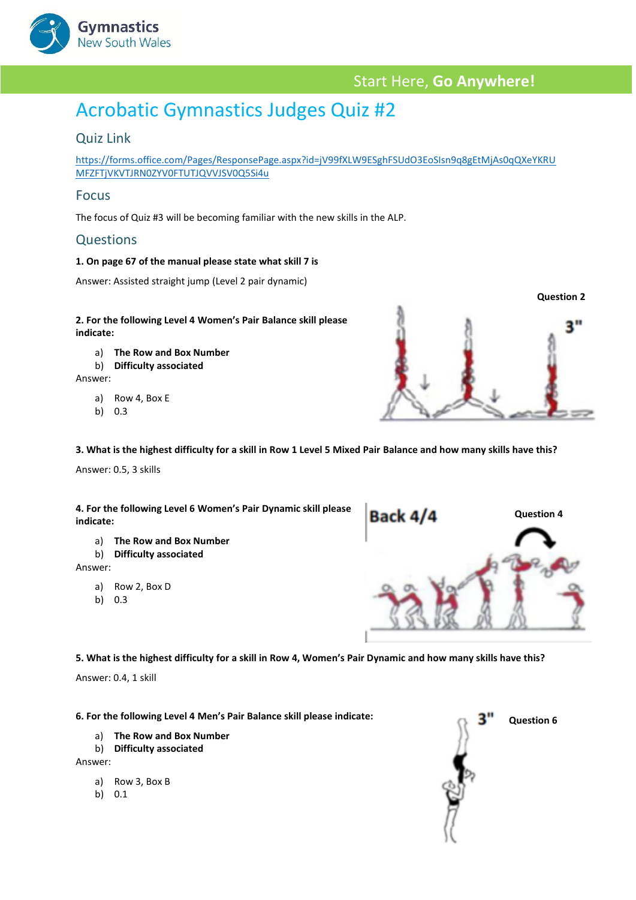Gymnastics New South Wales

Start Here, **Go Anywhere!**

# Acrobatic Gymnastics Judges Quiz #2

## Quiz Link

https://forms.office.com/Pages/ResponsePage.aspx?id=jV99fXLW9ESghFSUdO3EoSIsn9q8gEtMjAs0qQXeYKRUMFZFTjVKVTJRN0ZYV0FTUTJQVVJSV0Q5Si4u

## Focus

The focus of Quiz #3 will be becoming familiar with the new skills in the ALP.

## Questions

**1. On page 67 of the manual please state what skill 7 is**

Answer: Assisted straight jump (Level 2 pair dynamic)

**Question 2**

**2. For the following Level 4 Women's Pair Balance skill please indicate:**

a) **The Row and Box Number**
b) **Difficulty associated**

Answer:

a) Row 4, Box E
b) 0.3

**3. What is the highest difficulty for a skill in Row 1 Level 5 Mixed Pair Balance and how many skills have this?**

Answer: 0.5, 3 skills

**Question 4**

**4. For the following Level 6 Women's Pair Dynamic skill please indicate:**

a) **The Row and Box Number**
b) **Difficulty associated**

Answer:

a) Row 2, Box D
b) 0.3

**5. What is the highest difficulty for a skill in Row 4, Women's Pair Dynamic and how many skills have this?**

Answer: 0.4, 1 skill

**Question 6**

**6. For the following Level 4 Men's Pair Balance skill please indicate:**

a) **The Row and Box Number**
b) **Difficulty associated**

Answer:

a) Row 3, Box B
b) 0.1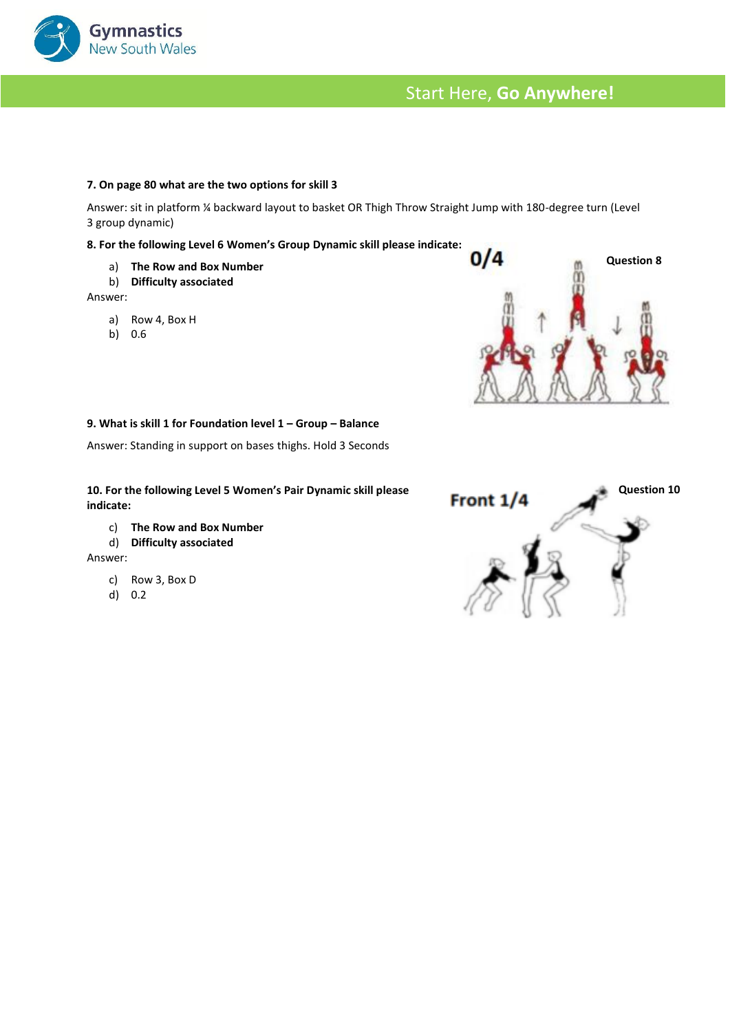**7. On page 80 what are the two options for skill 3**

Answer: sit in platform ¼ backward layout to basket OR Thigh Throw Straight Jump with 180-degree turn (Level 3 group dynamic)

**8. For the following Level 6 Women's Group Dynamic skill please indicate:**

a) **The Row and Box Number**
b) **Difficulty associated**

Answer:

a) Row 4, Box H
b) 0.6

**Question 8**

0/4

**9. What is skill 1 for Foundation level 1 – Group – Balance**

Answer: Standing in support on bases thighs. Hold 3 Seconds

**10. For the following Level 5 Women's Pair Dynamic skill please indicate:**

c) **The Row and Box Number**
d) **Difficulty associated**

Answer:

c) Row 3, Box D
d) 0.2

**Question 10**

Front 1/4